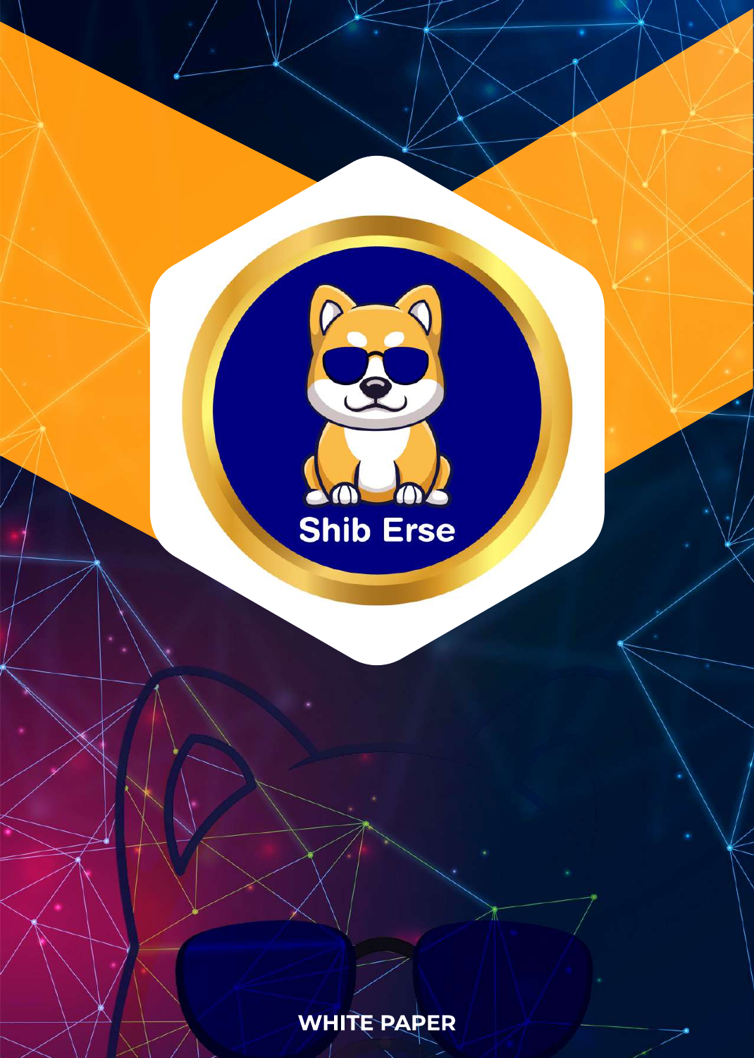# Shib Erse

WHITE PAPER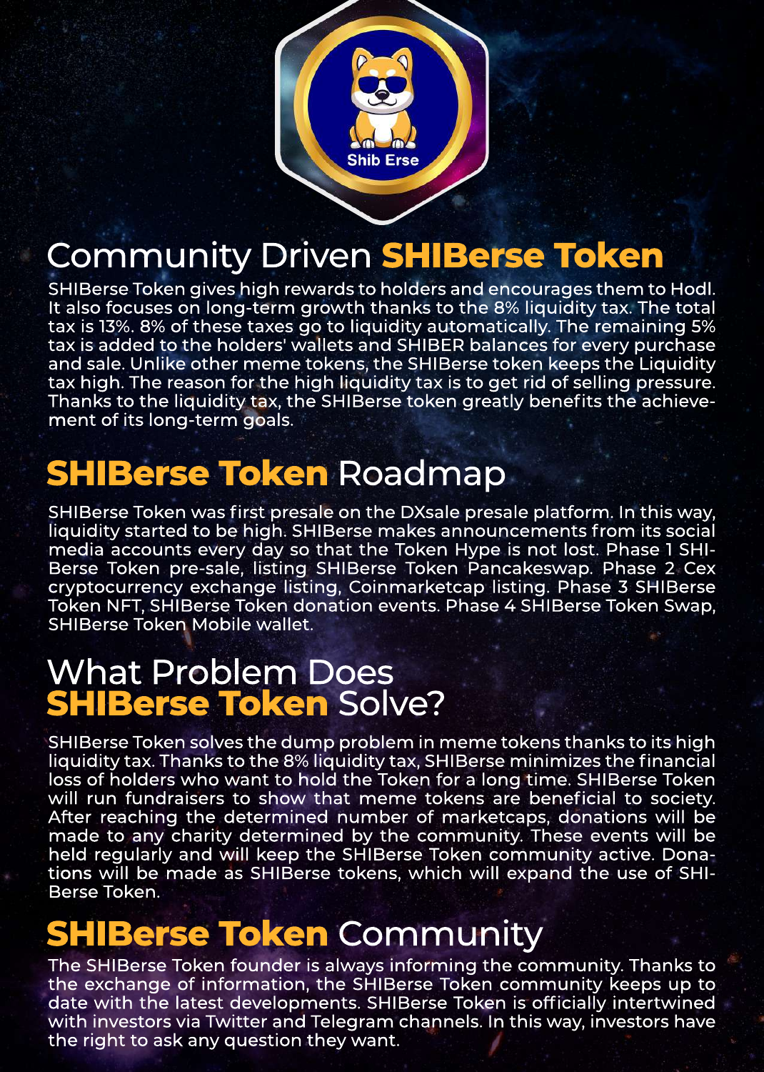Shib Erse

# Community Driven **SHIBerse Token**

SHIBerse Token gives high rewards to holders and encourages them to Hodl. It also focuses on long-term growth thanks to the 8% liquidity tax. The total tax is 13%. 8% of these taxes go to liquidity automatically. The remaining 5% tax is added to the holders' wallets and SHIBER balances for every purchase and sale. Unlike other meme tokens, the SHIBerse token keeps the Liquidity tax high. The reason for the high liquidity tax is to get rid of selling pressure. Thanks to the liquidity tax, the SHIBerse token greatly benefits the achievement of its long-term goals.

# **SHIBerse Token** Roadmap

SHIBerse Token was first presale on the DXsale presale platform. In this way, liquidity started to be high. SHIBerse makes announcements from its social media accounts every day so that the Token Hype is not lost. Phase 1 SHIBerse Token pre-sale, listing SHIBerse Token Pancakeswap. Phase 2 Cex cryptocurrency exchange listing, Coinmarketcap listing. Phase 3 SHIBerse Token NFT, SHIBerse Token donation events. Phase 4 SHIBerse Token Swap, SHIBerse Token Mobile wallet.

# What Problem Does **SHIBerse Token** Solve?

SHIBerse Token solves the dump problem in meme tokens thanks to its high liquidity tax. Thanks to the 8% liquidity tax, SHIBerse minimizes the financial loss of holders who want to hold the Token for a long time. SHIBerse Token will run fundraisers to show that meme tokens are beneficial to society. After reaching the determined number of marketcaps, donations will be made to any charity determined by the community. These events will be held regularly and will keep the SHIBerse Token community active. Donations will be made as SHIBerse tokens, which will expand the use of SHIBerse Token.

# **SHIBerse Token** Community

The SHIBerse Token founder is always informing the community. Thanks to the exchange of information, the SHIBerse Token community keeps up to date with the latest developments. SHIBerse Token is officially intertwined with investors via Twitter and Telegram channels. In this way, investors have the right to ask any question they want.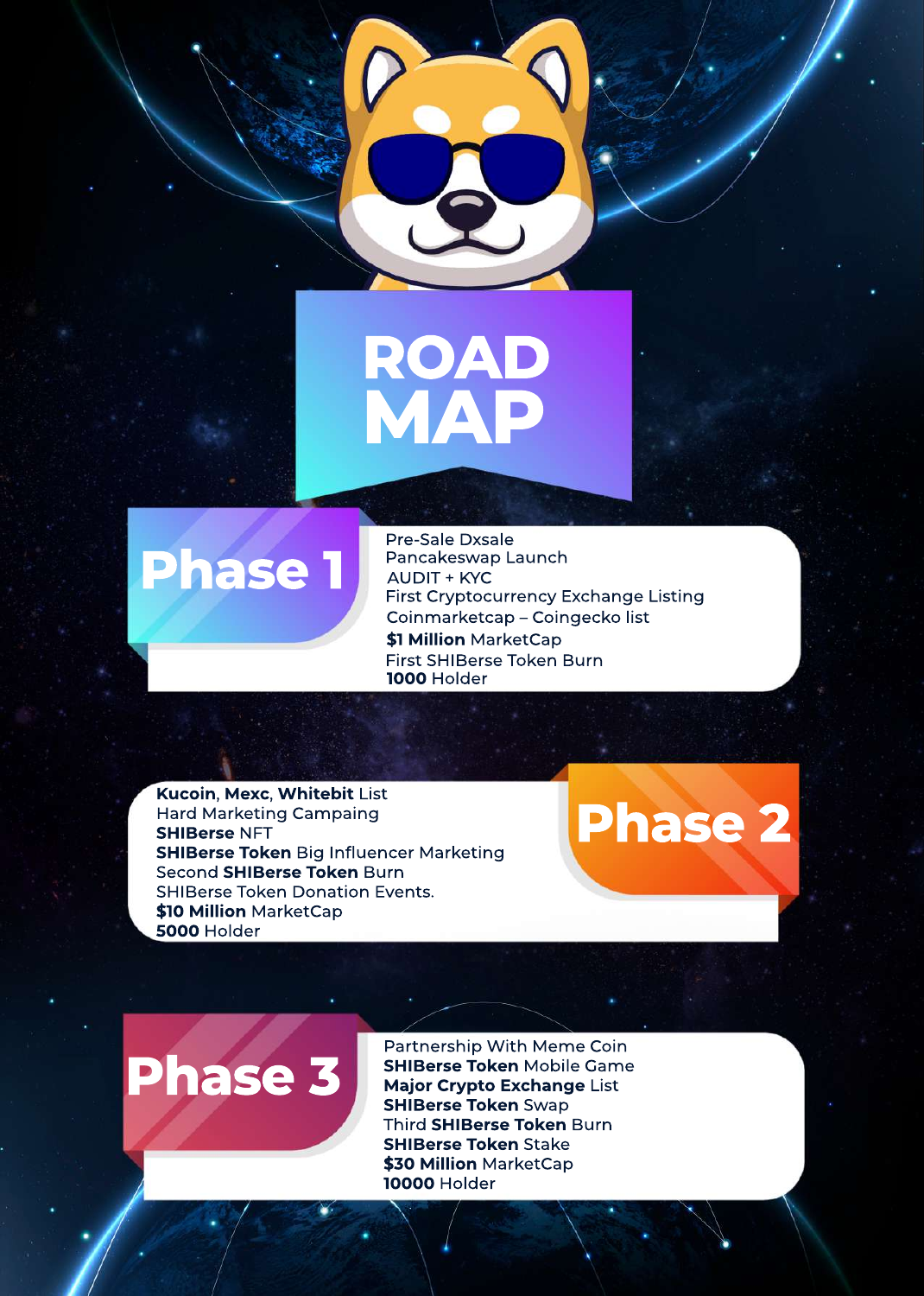# ROAD MAP

## Phase 1

- Pre-Sale Dxsale
- Pancakeswap Launch
- AUDIT + KYC
- First Cryptocurrency Exchange Listing
- Coinmarketcap – Coingecko list
- **$1 Million** MarketCap
- First SHIBerse Token Burn
- **1000** Holder

## Phase 2

- **Kucoin**, **Mexc**, **Whitebit** List
- Hard Marketing Campaing
- **SHIBerse** NFT
- **SHIBerse Token** Big Influencer Marketing
- Second **SHIBerse Token** Burn
- SHIBerse Token Donation Events.
- **$10 Million** MarketCap
- **5000** Holder

## Phase 3

- Partnership With Meme Coin
- **SHIBerse Token** Mobile Game
- **Major Crypto Exchange** List
- **SHIBerse Token** Swap
- Third **SHIBerse Token** Burn
- **SHIBerse Token** Stake
- **$30 Million** MarketCap
- **10000** Holder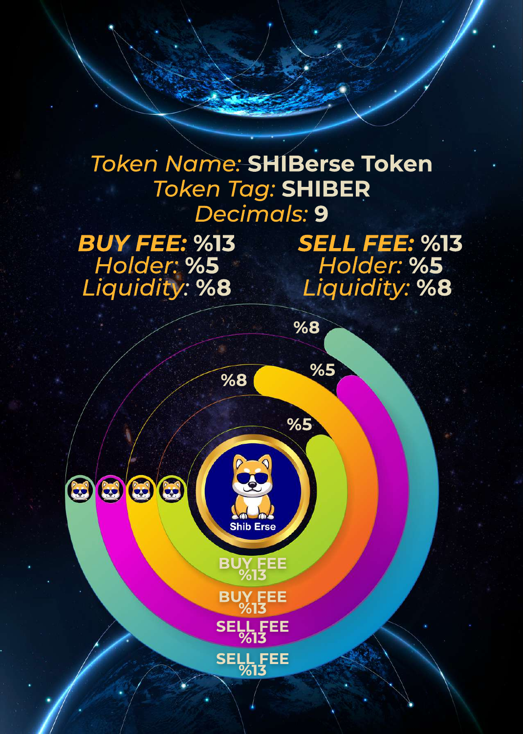*Token Name:* **SHIBerse Token**
*Token Tag:* **SHIBER**
*Decimals:* **9**

***BUY FEE:*** **%13**
*Holder:* **%5**
*Liquidity:* **%8**

***SELL FEE:*** **%13**
*Holder:* **%5**
*Liquidity:* **%8**

%8

%5

%8

%5

Shib Erse

BUY FEE
%13

BUY FEE
%13

SELL FEE
%13

SELL FEE
%13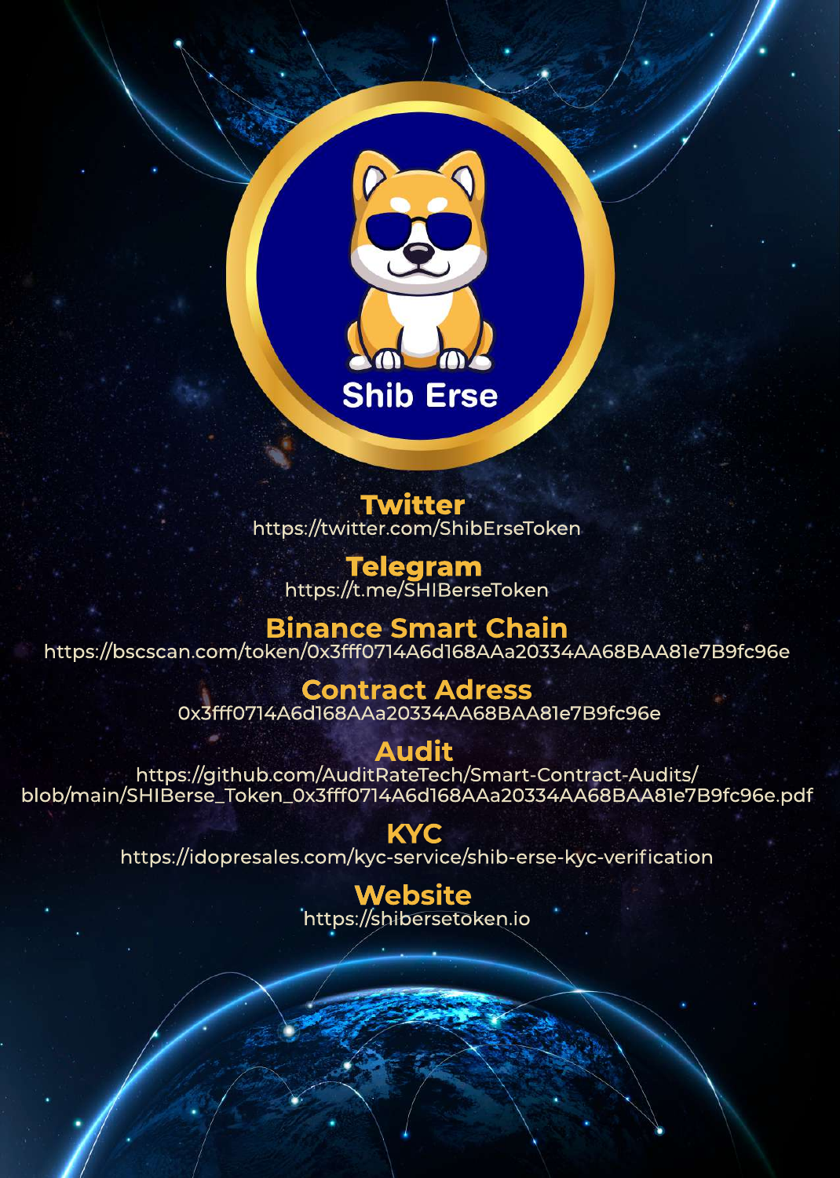Shib Erse

## Twitter
https://twitter.com/ShibErseToken

## Telegram
https://t.me/SHIBerseToken

## Binance Smart Chain
https://bscscan.com/token/0x3fff0714A6d168AAa20334AA68BAA81e7B9fc96e

## Contract Adress
0x3fff0714A6d168AAa20334AA68BAA81e7B9fc96e

## Audit
https://github.com/AuditRateTech/Smart-Contract-Audits/blob/main/SHIBerse_Token_0x3fff0714A6d168AAa20334AA68BAA81e7B9fc96e.pdf

## KYC
https://idopresales.com/kyc-service/shib-erse-kyc-verification

## Website
https://shibersetoken.io